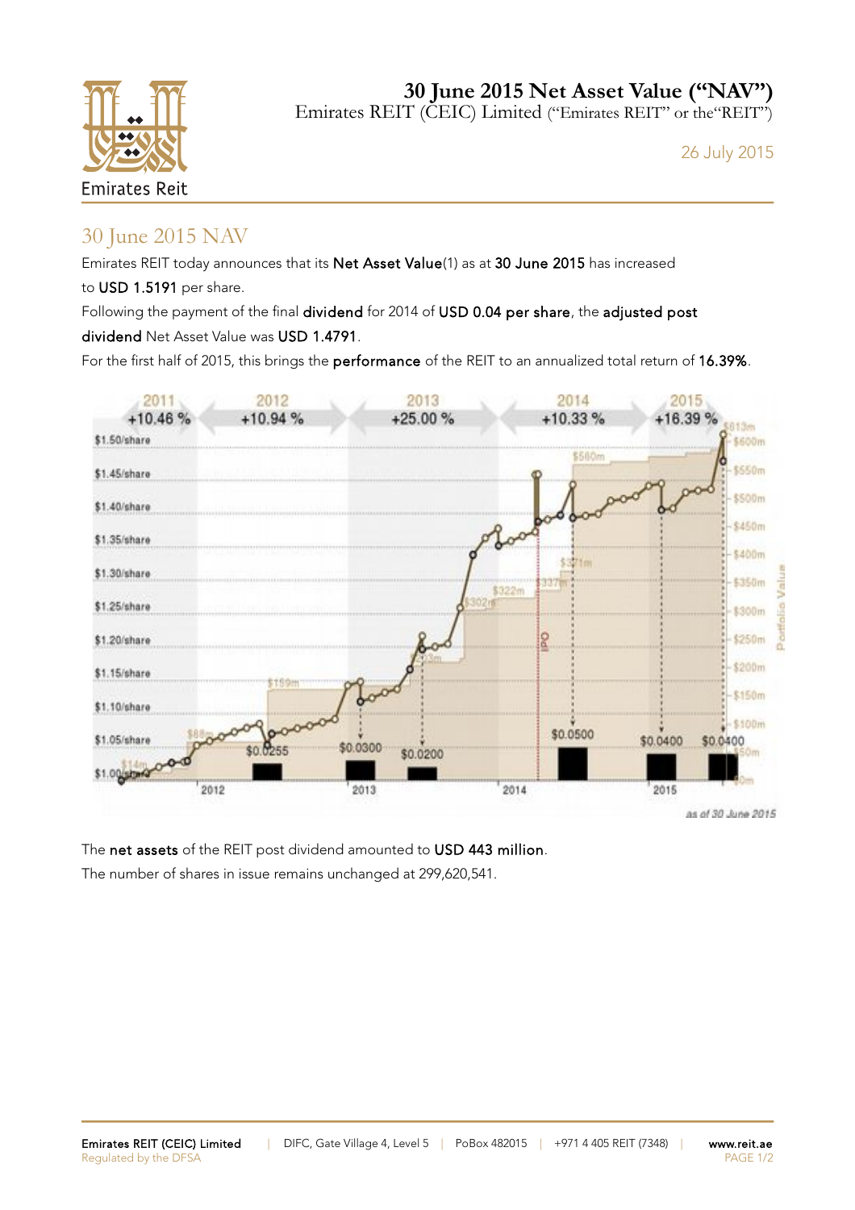# 30 June 2015 Net Asset Value ("NAV")

Emirates REIT (CEIC) Limited ("Emirates REIT" or the"REIT")

26 July 2015

## 30 June 2015 NAV

Emirates REIT today announces that its **Net Asset Value**(1) as at **30 June 2015** has increased to **USD 1.5191** per share.

Following the payment of the final **dividend** for 2014 of **USD 0.04 per share**, the **adjusted post dividend** Net Asset Value was **USD 1.4791**.

For the first half of 2015, this brings the **performance** of the REIT to an annualized total return of **16.39%**.

*as of 30 June 2015*

The **net assets** of the REIT post dividend amounted to **USD 443 million**.

The number of shares in issue remains unchanged at 299,620,541.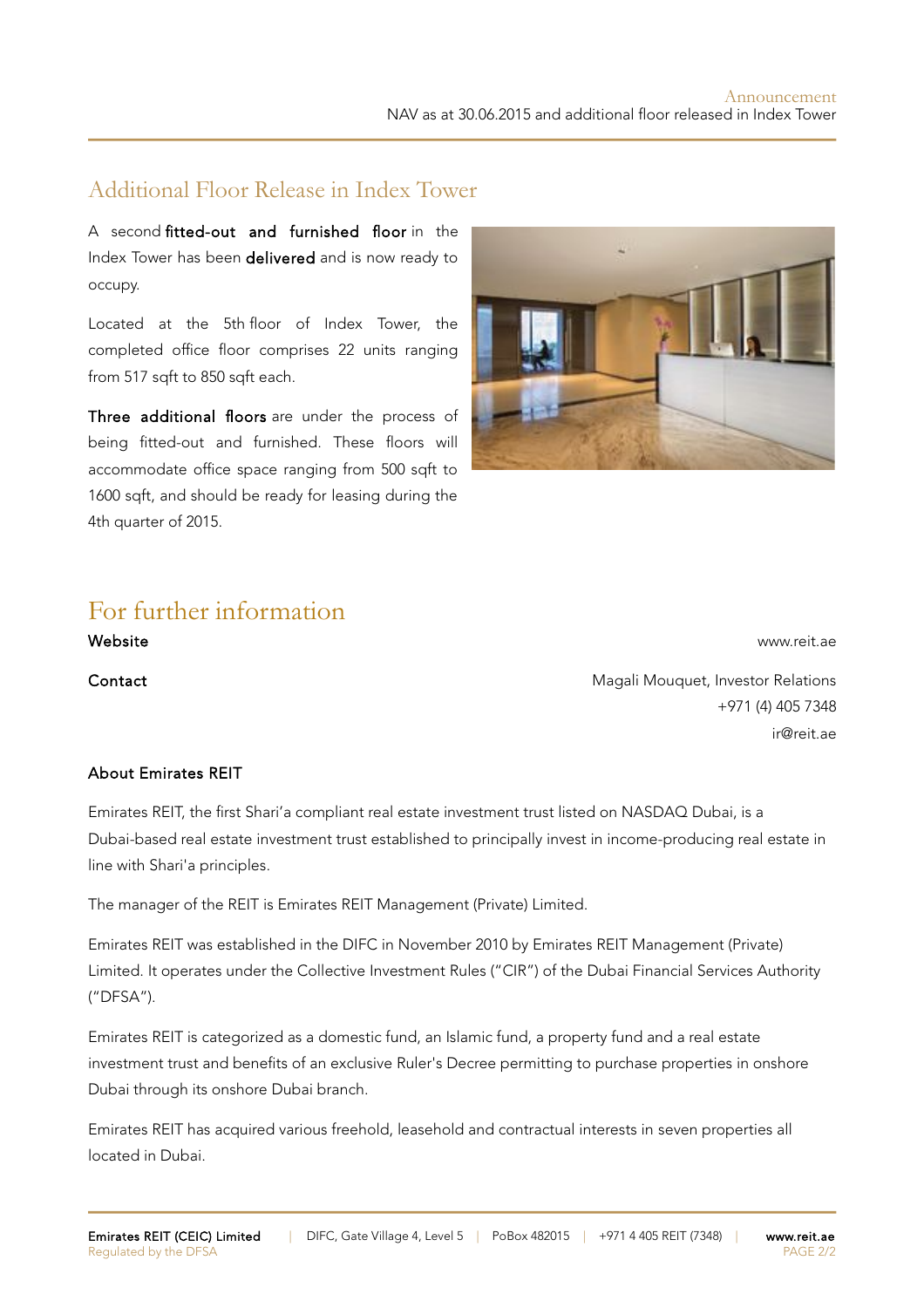## Additional Floor Release in Index Tower

A second **fitted-out and furnished floor** in the Index Tower has been **delivered** and is now ready to occupy.

Located at the 5th floor of Index Tower, the completed office floor comprises 22 units ranging from 517 sqft to 850 sqft each.

**Three additional floors** are under the process of being fitted-out and furnished. These floors will accommodate office space ranging from 500 sqft to 1600 sqft, and should be ready for leasing during the 4th quarter of 2015.

## For further information

**Website** www.reit.ae

**Contact** Magali Mouquet, Investor Relations
+971 (4) 405 7348
ir@reit.ae

### About Emirates REIT

Emirates REIT, the first Shari'a compliant real estate investment trust listed on NASDAQ Dubai, is a Dubai-based real estate investment trust established to principally invest in income-producing real estate in line with Shari'a principles.

The manager of the REIT is Emirates REIT Management (Private) Limited.

Emirates REIT was established in the DIFC in November 2010 by Emirates REIT Management (Private) Limited. It operates under the Collective Investment Rules ("CIR") of the Dubai Financial Services Authority ("DFSA").

Emirates REIT is categorized as a domestic fund, an Islamic fund, a property fund and a real estate investment trust and benefits of an exclusive Ruler's Decree permitting to purchase properties in onshore Dubai through its onshore Dubai branch.

Emirates REIT has acquired various freehold, leasehold and contractual interests in seven properties all located in Dubai.